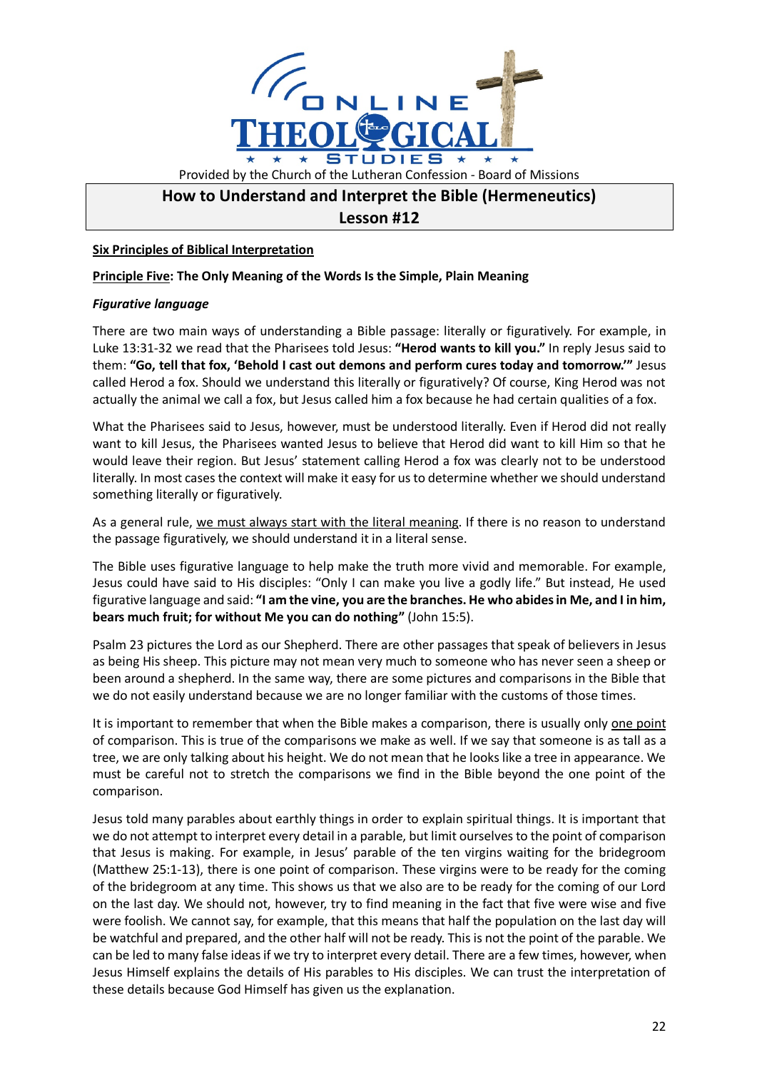ONLINE THEOLOGICAL STUDIES

Provided by the Church of the Lutheran Confession - Board of Missions

# How to Understand and Interpret the Bible (Hermeneutics)
# Lesson #12

## Six Principles of Biblical Interpretation

### Principle Five: The Only Meaning of the Words Is the Simple, Plain Meaning

#### *Figurative language*

There are two main ways of understanding a Bible passage: literally or figuratively. For example, in Luke 13:31-32 we read that the Pharisees told Jesus: **"Herod wants to kill you."** In reply Jesus said to them: **"Go, tell that fox, 'Behold I cast out demons and perform cures today and tomorrow.'"** Jesus called Herod a fox. Should we understand this literally or figuratively? Of course, King Herod was not actually the animal we call a fox, but Jesus called him a fox because he had certain qualities of a fox.

What the Pharisees said to Jesus, however, must be understood literally. Even if Herod did not really want to kill Jesus, the Pharisees wanted Jesus to believe that Herod did want to kill Him so that he would leave their region. But Jesus' statement calling Herod a fox was clearly not to be understood literally. In most cases the context will make it easy for us to determine whether we should understand something literally or figuratively.

As a general rule, we must always start with the literal meaning. If there is no reason to understand the passage figuratively, we should understand it in a literal sense.

The Bible uses figurative language to help make the truth more vivid and memorable. For example, Jesus could have said to His disciples: "Only I can make you live a godly life." But instead, He used figurative language and said: **"I am the vine, you are the branches. He who abides in Me, and I in him, bears much fruit; for without Me you can do nothing"** (John 15:5).

Psalm 23 pictures the Lord as our Shepherd. There are other passages that speak of believers in Jesus as being His sheep. This picture may not mean very much to someone who has never seen a sheep or been around a shepherd. In the same way, there are some pictures and comparisons in the Bible that we do not easily understand because we are no longer familiar with the customs of those times.

It is important to remember that when the Bible makes a comparison, there is usually only one point of comparison. This is true of the comparisons we make as well. If we say that someone is as tall as a tree, we are only talking about his height. We do not mean that he looks like a tree in appearance. We must be careful not to stretch the comparisons we find in the Bible beyond the one point of the comparison.

Jesus told many parables about earthly things in order to explain spiritual things. It is important that we do not attempt to interpret every detail in a parable, but limit ourselves to the point of comparison that Jesus is making. For example, in Jesus' parable of the ten virgins waiting for the bridegroom (Matthew 25:1-13), there is one point of comparison. These virgins were to be ready for the coming of the bridegroom at any time. This shows us that we also are to be ready for the coming of our Lord on the last day. We should not, however, try to find meaning in the fact that five were wise and five were foolish. We cannot say, for example, that this means that half the population on the last day will be watchful and prepared, and the other half will not be ready. This is not the point of the parable. We can be led to many false ideas if we try to interpret every detail. There are a few times, however, when Jesus Himself explains the details of His parables to His disciples. We can trust the interpretation of these details because God Himself has given us the explanation.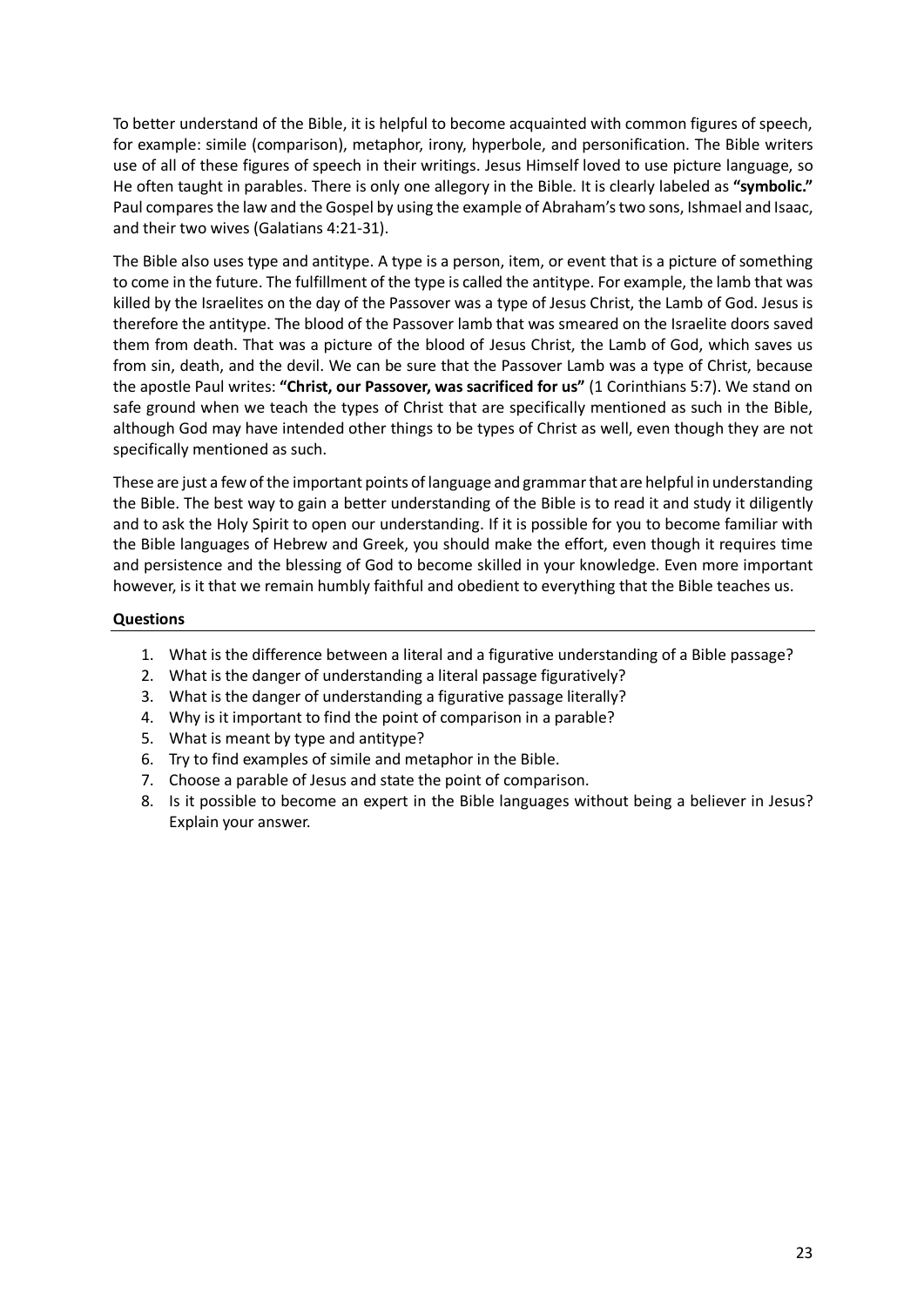To better understand of the Bible, it is helpful to become acquainted with common figures of speech, for example: simile (comparison), metaphor, irony, hyperbole, and personification. The Bible writers use of all of these figures of speech in their writings. Jesus Himself loved to use picture language, so He often taught in parables. There is only one allegory in the Bible. It is clearly labeled as **"symbolic."** Paul compares the law and the Gospel by using the example of Abraham's two sons, Ishmael and Isaac, and their two wives (Galatians 4:21-31).

The Bible also uses type and antitype. A type is a person, item, or event that is a picture of something to come in the future. The fulfillment of the type is called the antitype. For example, the lamb that was killed by the Israelites on the day of the Passover was a type of Jesus Christ, the Lamb of God. Jesus is therefore the antitype. The blood of the Passover lamb that was smeared on the Israelite doors saved them from death. That was a picture of the blood of Jesus Christ, the Lamb of God, which saves us from sin, death, and the devil. We can be sure that the Passover Lamb was a type of Christ, because the apostle Paul writes: **"Christ, our Passover, was sacrificed for us"** (1 Corinthians 5:7). We stand on safe ground when we teach the types of Christ that are specifically mentioned as such in the Bible, although God may have intended other things to be types of Christ as well, even though they are not specifically mentioned as such.

These are just a few of the important points of language and grammar that are helpful in understanding the Bible. The best way to gain a better understanding of the Bible is to read it and study it diligently and to ask the Holy Spirit to open our understanding. If it is possible for you to become familiar with the Bible languages of Hebrew and Greek, you should make the effort, even though it requires time and persistence and the blessing of God to become skilled in your knowledge. Even more important however, is it that we remain humbly faithful and obedient to everything that the Bible teaches us.

**Questions**

1. What is the difference between a literal and a figurative understanding of a Bible passage?
2. What is the danger of understanding a literal passage figuratively?
3. What is the danger of understanding a figurative passage literally?
4. Why is it important to find the point of comparison in a parable?
5. What is meant by type and antitype?
6. Try to find examples of simile and metaphor in the Bible.
7. Choose a parable of Jesus and state the point of comparison.
8. Is it possible to become an expert in the Bible languages without being a believer in Jesus? Explain your answer.